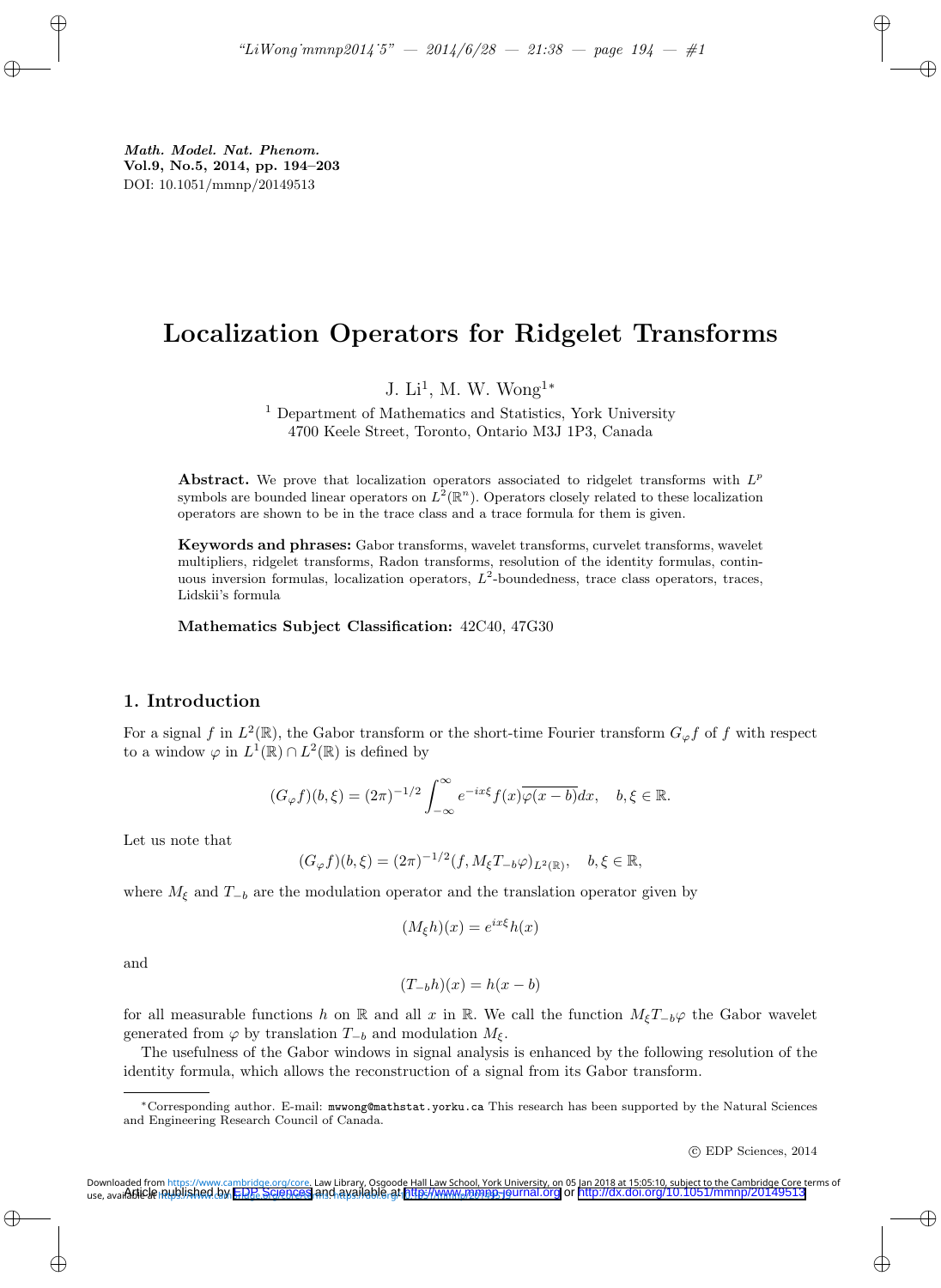# Localization Operators for Ridgelet Transforms

J. Li[1], M. W. Wong[1]*

[1] Department of Mathematics and Statistics, York University
4700 Keele Street, Toronto, Ontario M3J 1P3, Canada

**Abstract.** We prove that localization operators associated to ridgelet transforms with $L^p$ symbols are bounded linear operators on $L^2(\mathbb{R}^n)$. Operators closely related to these localization operators are shown to be in the trace class and a trace formula for them is given.

**Keywords and phrases:** Gabor transforms, wavelet transforms, curvelet transforms, wavelet multipliers, ridgelet transforms, Radon transforms, resolution of the identity formulas, continuous inversion formulas, localization operators, $L^2$-boundedness, trace class operators, traces, Lidskii's formula

**Mathematics Subject Classification:** 42C40, 47G30

## 1. Introduction

For a signal $f$ in $L^2(\mathbb{R})$, the Gabor transform or the short-time Fourier transform $G_\varphi f$ of $f$ with respect to a window $\varphi$ in $L^1(\mathbb{R}) \cap L^2(\mathbb{R})$ is defined by

$$(G_\varphi f)(b, \xi) = (2\pi)^{-1/2} \int_{-\infty}^{\infty} e^{-ix\xi} f(x) \overline{\varphi(x-b)} dx, \quad b, \xi \in \mathbb{R}.$$

Let us note that

$$(G_\varphi f)(b, \xi) = (2\pi)^{-1/2} (f, M_\xi T_{-b} \varphi)_{L^2(\mathbb{R})}, \quad b, \xi \in \mathbb{R},$$

where $M_\xi$ and $T_{-b}$ are the modulation operator and the translation operator given by

$$(M_\xi h)(x) = e^{ix\xi} h(x)$$

and

$$(T_{-b} h)(x) = h(x-b)$$

for all measurable functions $h$ on $\mathbb{R}$ and all $x$ in $\mathbb{R}$. We call the function $M_\xi T_{-b} \varphi$ the Gabor wavelet generated from $\varphi$ by translation $T_{-b}$ and modulation $M_\xi$.

The usefulness of the Gabor windows in signal analysis is enhanced by the following resolution of the identity formula, which allows the reconstruction of a signal from its Gabor transform.

*Corresponding author. E-mail: mwwong@mathstat.yorku.ca This research has been supported by the Natural Sciences and Engineering Research Council of Canada.

© EDP Sciences, 2014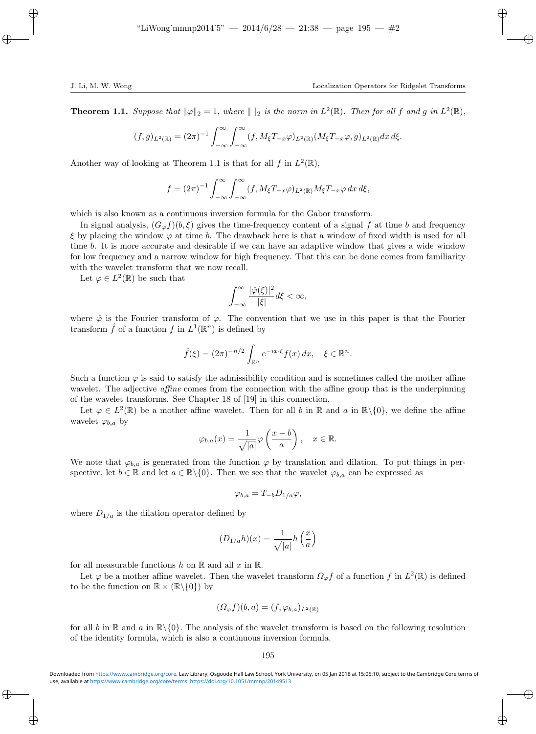**Theorem 1.1.** *Suppose that $\|\varphi\|_2 = 1$, where $\| \, \|_2$ is the norm in $L^2(\mathbb{R})$. Then for all $f$ and $g$ in $L^2(\mathbb{R})$,*

$$(f,g)_{L^2(\mathbb{R})} = (2\pi)^{-1} \int_{-\infty}^{\infty} \int_{-\infty}^{\infty} (f, M_\xi T_{-x}\varphi)_{L^2(\mathbb{R})} (M_\xi T_{-x}\varphi, g)_{L^2(\mathbb{R})} dx\, d\xi.$$

Another way of looking at Theorem 1.1 is that for all $f$ in $L^2(\mathbb{R})$,

$$f = (2\pi)^{-1} \int_{-\infty}^{\infty} \int_{-\infty}^{\infty} (f, M_\xi T_{-x}\varphi)_{L^2(\mathbb{R})} M_\xi T_{-x}\varphi \, dx\, d\xi,$$

which is also known as a continuous inversion formula for the Gabor transform.

In signal analysis, $(G_\varphi f)(b, \xi)$ gives the time-frequency content of a signal $f$ at time $b$ and frequency $\xi$ by placing the window $\varphi$ at time $b$. The drawback here is that a window of fixed width is used for all time $b$. It is more accurate and desirable if we can have an adaptive window that gives a wide window for low frequency and a narrow window for high frequency. That this can be done comes from familiarity with the wavelet transform that we now recall.

Let $\varphi \in L^2(\mathbb{R})$ be such that

$$\int_{-\infty}^{\infty} \frac{|\hat{\varphi}(\xi)|^2}{|\xi|} d\xi < \infty,$$

where $\hat{\varphi}$ is the Fourier transform of $\varphi$. The convention that we use in this paper is that the Fourier transform $\hat{f}$ of a function $f$ in $L^1(\mathbb{R}^n)$ is defined by

$$\hat{f}(\xi) = (2\pi)^{-n/2} \int_{\mathbb{R}^n} e^{-ix\cdot\xi} f(x)\, dx, \quad \xi \in \mathbb{R}^n.$$

Such a function $\varphi$ is said to satisfy the admissibility condition and is sometimes called the mother affine wavelet. The adjective *affine* comes from the connection with the affine group that is the underpinning of the wavelet transforms. See Chapter 18 of [19] in this connection.

Let $\varphi \in L^2(\mathbb{R})$ be a mother affine wavelet. Then for all $b$ in $\mathbb{R}$ and $a$ in $\mathbb{R}\backslash\{0\}$, we define the affine wavelet $\varphi_{b,a}$ by

$$\varphi_{b,a}(x) = \frac{1}{\sqrt{|a|}} \varphi\left(\frac{x-b}{a}\right), \quad x \in \mathbb{R}.$$

We note that $\varphi_{b,a}$ is generated from the function $\varphi$ by translation and dilation. To put things in perspective, let $b \in \mathbb{R}$ and let $a \in \mathbb{R}\backslash\{0\}$. Then we see that the wavelet $\varphi_{b,a}$ can be expressed as

$$\varphi_{b,a} = T_{-b} D_{1/a} \varphi,$$

where $D_{1/a}$ is the dilation operator defined by

$$(D_{1/a} h)(x) = \frac{1}{\sqrt{|a|}} h\left(\frac{x}{a}\right)$$

for all measurable functions $h$ on $\mathbb{R}$ and all $x$ in $\mathbb{R}$.

Let $\varphi$ be a mother affine wavelet. Then the wavelet transform $\Omega_\varphi f$ of a function $f$ in $L^2(\mathbb{R})$ is defined to be the function on $\mathbb{R} \times (\mathbb{R}\backslash\{0\})$ by

$$(\Omega_\varphi f)(b,a) = (f, \varphi_{b,a})_{L^2(\mathbb{R})}$$

for all $b$ in $\mathbb{R}$ and $a$ in $\mathbb{R}\backslash\{0\}$. The analysis of the wavelet transform is based on the following resolution of the identity formula, which is also a continuous inversion formula.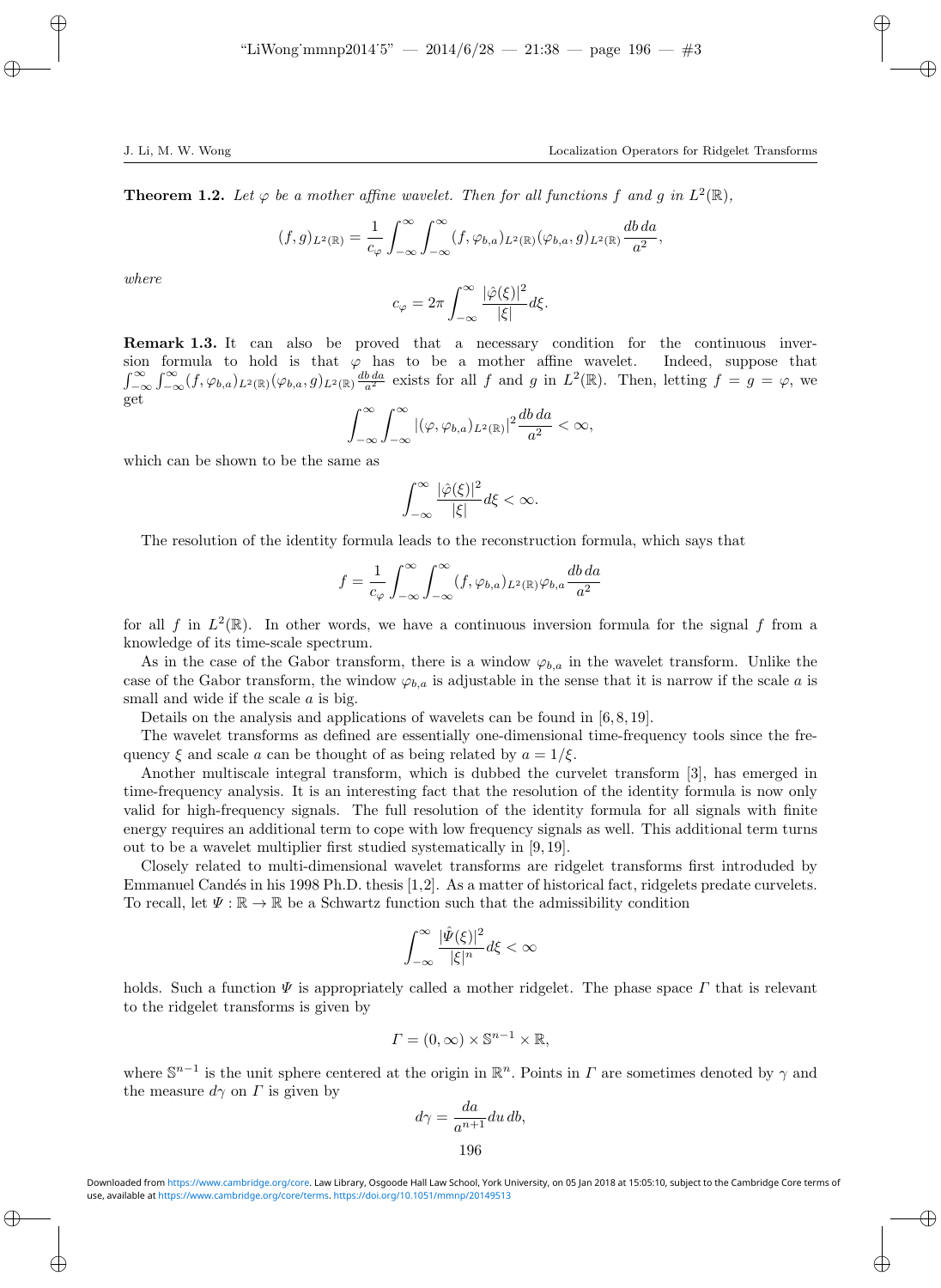**Theorem 1.2.** *Let $\varphi$ be a mother affine wavelet. Then for all functions $f$ and $g$ in $L^2(\mathbb{R})$,*

$$(f,g)_{L^2(\mathbb{R})} = \frac{1}{c_\varphi}\int_{-\infty}^{\infty}\int_{-\infty}^{\infty}(f,\varphi_{b,a})_{L^2(\mathbb{R})}(\varphi_{b,a},g)_{L^2(\mathbb{R})}\frac{db\,da}{a^2},$$

*where*

$$c_\varphi = 2\pi\int_{-\infty}^{\infty}\frac{|\hat{\varphi}(\xi)|^2}{|\xi|}d\xi.$$

**Remark 1.3.** It can also be proved that a necessary condition for the continuous inversion formula to hold is that $\varphi$ has to be a mother affine wavelet. Indeed, suppose that $\int_{-\infty}^{\infty}\int_{-\infty}^{\infty}(f,\varphi_{b,a})_{L^2(\mathbb{R})}(\varphi_{b,a},g)_{L^2(\mathbb{R})}\frac{db\,da}{a^2}$ exists for all $f$ and $g$ in $L^2(\mathbb{R})$. Then, letting $f = g = \varphi$, we get

$$\int_{-\infty}^{\infty}\int_{-\infty}^{\infty}|(\varphi,\varphi_{b,a})_{L^2(\mathbb{R})}|^2\frac{db\,da}{a^2} < \infty,$$

which can be shown to be the same as

$$\int_{-\infty}^{\infty}\frac{|\hat{\varphi}(\xi)|^2}{|\xi|}d\xi < \infty.$$

The resolution of the identity formula leads to the reconstruction formula, which says that

$$f = \frac{1}{c_\varphi}\int_{-\infty}^{\infty}\int_{-\infty}^{\infty}(f,\varphi_{b,a})_{L^2(\mathbb{R})}\varphi_{b,a}\frac{db\,da}{a^2}$$

for all $f$ in $L^2(\mathbb{R})$. In other words, we have a continuous inversion formula for the signal $f$ from a knowledge of its time-scale spectrum.

As in the case of the Gabor transform, there is a window $\varphi_{b,a}$ in the wavelet transform. Unlike the case of the Gabor transform, the window $\varphi_{b,a}$ is adjustable in the sense that it is narrow if the scale $a$ is small and wide if the scale $a$ is big.

Details on the analysis and applications of wavelets can be found in [6, 8, 19].

The wavelet transforms as defined are essentially one-dimensional time-frequency tools since the frequency $\xi$ and scale $a$ can be thought of as being related by $a = 1/\xi$.

Another multiscale integral transform, which is dubbed the curvelet transform [3], has emerged in time-frequency analysis. It is an interesting fact that the resolution of the identity formula is now only valid for high-frequency signals. The full resolution of the identity formula for all signals with finite energy requires an additional term to cope with low frequency signals as well. This additional term turns out to be a wavelet multiplier first studied systematically in [9, 19].

Closely related to multi-dimensional wavelet transforms are ridgelet transforms first introduced by Emmanuel Candés in his 1998 Ph.D. thesis [1,2]. As a matter of historical fact, ridgelets predate curvelets. To recall, let $\Psi : \mathbb{R} \to \mathbb{R}$ be a Schwartz function such that the admissibility condition

$$\int_{-\infty}^{\infty}\frac{|\hat{\Psi}(\xi)|^2}{|\xi|^n}d\xi < \infty$$

holds. Such a function $\Psi$ is appropriately called a mother ridgelet. The phase space $\Gamma$ that is relevant to the ridgelet transforms is given by

$$\Gamma = (0,\infty)\times\mathbb{S}^{n-1}\times\mathbb{R},$$

where $\mathbb{S}^{n-1}$ is the unit sphere centered at the origin in $\mathbb{R}^n$. Points in $\Gamma$ are sometimes denoted by $\gamma$ and the measure $d\gamma$ on $\Gamma$ is given by

$$d\gamma = \frac{da}{a^{n+1}}du\,db,$$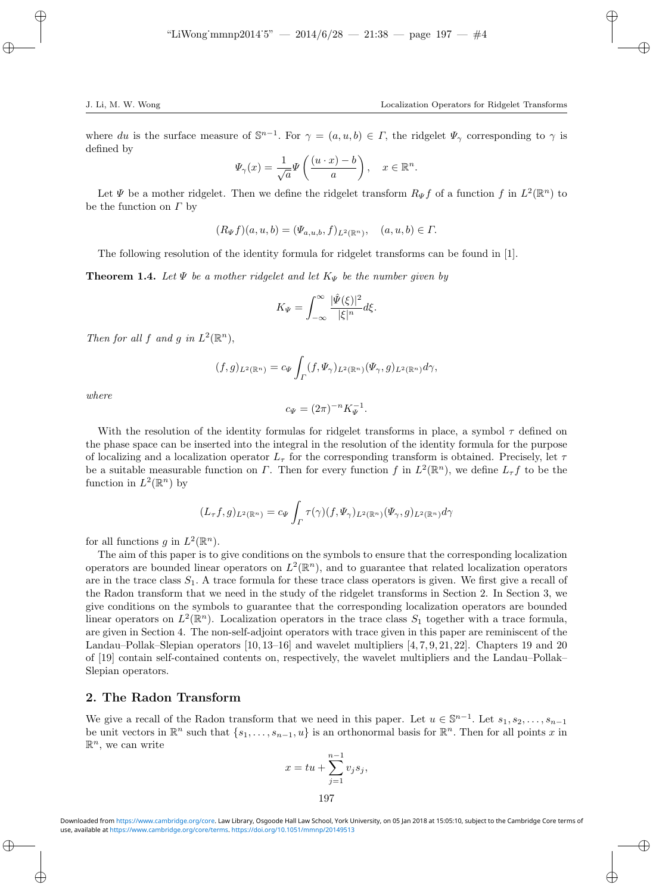where $du$ is the surface measure of $\mathbb{S}^{n-1}$. For $\gamma = (a, u, b) \in \Gamma$, the ridgelet $\Psi_\gamma$ corresponding to $\gamma$ is defined by

$$\Psi_\gamma(x) = \frac{1}{\sqrt{a}} \Psi \left( \frac{(u \cdot x) - b}{a} \right), \quad x \in \mathbb{R}^n.$$

Let $\Psi$ be a mother ridgelet. Then we define the ridgelet transform $R_\Psi f$ of a function $f$ in $L^2(\mathbb{R}^n)$ to be the function on $\Gamma$ by

$$(R_\Psi f)(a, u, b) = (\Psi_{a,u,b}, f)_{L^2(\mathbb{R}^n)}, \quad (a, u, b) \in \Gamma.$$

The following resolution of the identity formula for ridgelet transforms can be found in [1].

**Theorem 1.4.** *Let $\Psi$ be a mother ridgelet and let $K_\Psi$ be the number given by*

$$K_\Psi = \int_{-\infty}^{\infty} \frac{|\hat{\Psi}(\xi)|^2}{|\xi|^n} d\xi.$$

*Then for all $f$ and $g$ in $L^2(\mathbb{R}^n)$,*

$$(f, g)_{L^2(\mathbb{R}^n)} = c_\Psi \int_\Gamma (f, \Psi_\gamma)_{L^2(\mathbb{R}^n)} (\Psi_\gamma, g)_{L^2(\mathbb{R}^n)} d\gamma,$$

*where*

$$c_\Psi = (2\pi)^{-n} K_\Psi^{-1}.$$

With the resolution of the identity formulas for ridgelet transforms in place, a symbol $\tau$ defined on the phase space can be inserted into the integral in the resolution of the identity formula for the purpose of localizing and a localization operator $L_\tau$ for the corresponding transform is obtained. Precisely, let $\tau$ be a suitable measurable function on $\Gamma$. Then for every function $f$ in $L^2(\mathbb{R}^n)$, we define $L_\tau f$ to be the function in $L^2(\mathbb{R}^n)$ by

$$(L_\tau f, g)_{L^2(\mathbb{R}^n)} = c_\Psi \int_\Gamma \tau(\gamma) (f, \Psi_\gamma)_{L^2(\mathbb{R}^n)} (\Psi_\gamma, g)_{L^2(\mathbb{R}^n)} d\gamma$$

for all functions $g$ in $L^2(\mathbb{R}^n)$.

The aim of this paper is to give conditions on the symbols to ensure that the corresponding localization operators are bounded linear operators on $L^2(\mathbb{R}^n)$, and to guarantee that related localization operators are in the trace class $S_1$. A trace formula for these trace class operators is given. We first give a recall of the Radon transform that we need in the study of the ridgelet transforms in Section 2. In Section 3, we give conditions on the symbols to guarantee that the corresponding localization operators are bounded linear operators on $L^2(\mathbb{R}^n)$. Localization operators in the trace class $S_1$ together with a trace formula, are given in Section 4. The non-self-adjoint operators with trace given in this paper are reminiscent of the Landau–Pollak–Slepian operators [10, 13–16] and wavelet multipliers [4, 7, 9, 21, 22]. Chapters 19 and 20 of [19] contain self-contained contents on, respectively, the wavelet multipliers and the Landau–Pollak–Slepian operators.

## 2. The Radon Transform

We give a recall of the Radon transform that we need in this paper. Let $u \in \mathbb{S}^{n-1}$. Let $s_1, s_2, \ldots, s_{n-1}$ be unit vectors in $\mathbb{R}^n$ such that $\{s_1, \ldots, s_{n-1}, u\}$ is an orthonormal basis for $\mathbb{R}^n$. Then for all points $x$ in $\mathbb{R}^n$, we can write

$$x = tu + \sum_{j=1}^{n-1} v_j s_j,$$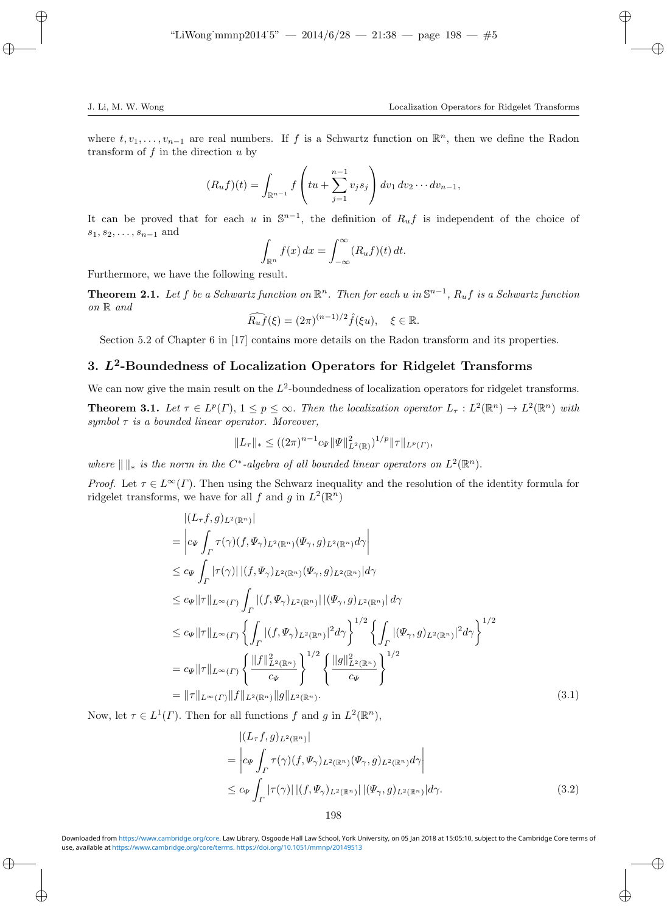where $t, v_1, \ldots, v_{n-1}$ are real numbers. If $f$ is a Schwartz function on $\mathbb{R}^n$, then we define the Radon transform of $f$ in the direction $u$ by

$$(R_u f)(t) = \int_{\mathbb{R}^{n-1}} f\left(tu + \sum_{j=1}^{n-1} v_j s_j\right) dv_1\, dv_2 \cdots dv_{n-1},$$

It can be proved that for each $u$ in $\mathbb{S}^{n-1}$, the definition of $R_u f$ is independent of the choice of $s_1, s_2, \ldots, s_{n-1}$ and

$$\int_{\mathbb{R}^n} f(x)\, dx = \int_{-\infty}^{\infty} (R_u f)(t)\, dt.$$

Furthermore, we have the following result.

**Theorem 2.1.** *Let $f$ be a Schwartz function on $\mathbb{R}^n$. Then for each $u$ in $\mathbb{S}^{n-1}$, $R_u f$ is a Schwartz function on $\mathbb{R}$ and*

$$\widehat{R_u f}(\xi) = (2\pi)^{(n-1)/2} \hat{f}(\xi u), \quad \xi \in \mathbb{R}.$$

Section 5.2 of Chapter 6 in [17] contains more details on the Radon transform and its properties.

## 3. $L^2$-Boundedness of Localization Operators for Ridgelet Transforms

We can now give the main result on the $L^2$-boundedness of localization operators for ridgelet transforms.

**Theorem 3.1.** *Let $\tau \in L^p(\Gamma)$, $1 \le p \le \infty$. Then the localization operator $L_\tau : L^2(\mathbb{R}^n) \to L^2(\mathbb{R}^n)$ with symbol $\tau$ is a bounded linear operator. Moreover,*

$$\|L_\tau\|_* \le ((2\pi)^{n-1} c_\Psi \|\Psi\|^2_{L^2(\mathbb{R})})^{1/p} \|\tau\|_{L^p(\Gamma)},$$

*where $\|\ \|_*$ is the norm in the $C^*$-algebra of all bounded linear operators on $L^2(\mathbb{R}^n)$.*

*Proof.* Let $\tau \in L^\infty(\Gamma)$. Then using the Schwarz inequality and the resolution of the identity formula for ridgelet transforms, we have for all $f$ and $g$ in $L^2(\mathbb{R}^n)$

$$\begin{aligned}
&|(L_\tau f, g)_{L^2(\mathbb{R}^n)}| \\
&= \left| c_\Psi \int_\Gamma \tau(\gamma)(f, \Psi_\gamma)_{L^2(\mathbb{R}^n)} (\Psi_\gamma, g)_{L^2(\mathbb{R}^n)} d\gamma \right| \\
&\le c_\Psi \int_\Gamma |\tau(\gamma)|\, |(f, \Psi_\gamma)_{L^2(\mathbb{R}^n)} (\Psi_\gamma, g)_{L^2(\mathbb{R}^n)}| d\gamma \\
&\le c_\Psi \|\tau\|_{L^\infty(\Gamma)} \int_\Gamma |(f, \Psi_\gamma)_{L^2(\mathbb{R}^n)}|\, |(\Psi_\gamma, g)_{L^2(\mathbb{R}^n)}|\, d\gamma \\
&\le c_\Psi \|\tau\|_{L^\infty(\Gamma)} \left\{ \int_\Gamma |(f, \Psi_\gamma)_{L^2(\mathbb{R}^n)}|^2 d\gamma \right\}^{1/2} \left\{ \int_\Gamma |(\Psi_\gamma, g)_{L^2(\mathbb{R}^n)}|^2 d\gamma \right\}^{1/2} \\
&= c_\Psi \|\tau\|_{L^\infty(\Gamma)} \left\{ \frac{\|f\|^2_{L^2(\mathbb{R}^n)}}{c_\Psi} \right\}^{1/2} \left\{ \frac{\|g\|^2_{L^2(\mathbb{R}^n)}}{c_\Psi} \right\}^{1/2} \\
&= \|\tau\|_{L^\infty(\Gamma)} \|f\|_{L^2(\mathbb{R}^n)} \|g\|_{L^2(\mathbb{R}^n)}.
\end{aligned} \tag{3.1}$$

Now, let $\tau \in L^1(\Gamma)$. Then for all functions $f$ and $g$ in $L^2(\mathbb{R}^n)$,

$$\begin{aligned}
&|(L_\tau f, g)_{L^2(\mathbb{R}^n)}| \\
&= \left| c_\Psi \int_\Gamma \tau(\gamma)(f, \Psi_\gamma)_{L^2(\mathbb{R}^n)} (\Psi_\gamma, g)_{L^2(\mathbb{R}^n)} d\gamma \right| \\
&\le c_\Psi \int_\Gamma |\tau(\gamma)|\, |(f, \Psi_\gamma)_{L^2(\mathbb{R}^n)}|\, |(\Psi_\gamma, g)_{L^2(\mathbb{R}^n)}| d\gamma.
\end{aligned} \tag{3.2}$$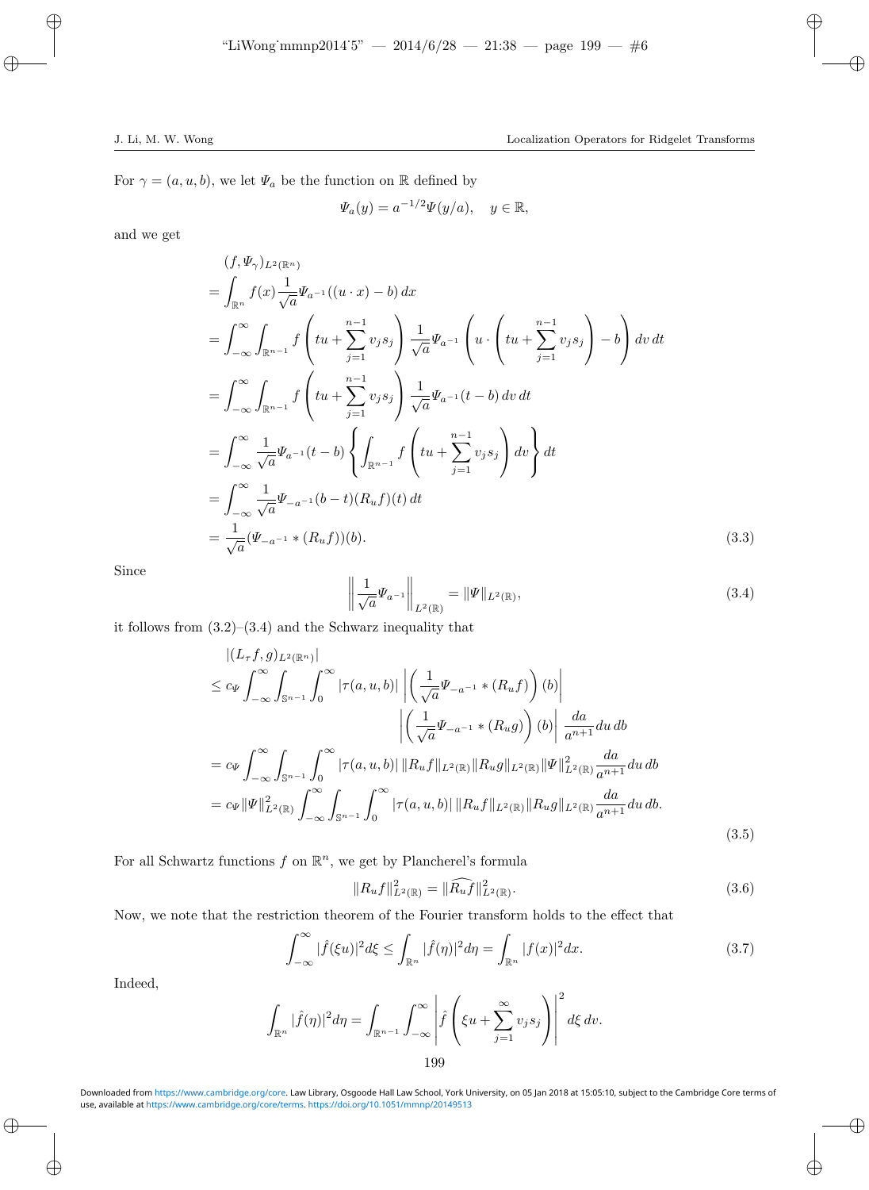For $\gamma = (a, u, b)$, we let $\Psi_a$ be the function on $\mathbb{R}$ defined by

$$\Psi_a(y) = a^{-1/2}\Psi(y/a), \quad y \in \mathbb{R},$$

and we get

$$
\begin{aligned}
&(f, \Psi_\gamma)_{L^2(\mathbb{R}^n)} \\
&= \int_{\mathbb{R}^n} f(x) \frac{1}{\sqrt{a}} \Psi_{a^{-1}}((u \cdot x) - b)\, dx \\
&= \int_{-\infty}^{\infty} \int_{\mathbb{R}^{n-1}} f\left(tu + \sum_{j=1}^{n-1} v_j s_j\right) \frac{1}{\sqrt{a}} \Psi_{a^{-1}}\left(u \cdot \left(tu + \sum_{j=1}^{n-1} v_j s_j\right) - b\right) dv\, dt \\
&= \int_{-\infty}^{\infty} \int_{\mathbb{R}^{n-1}} f\left(tu + \sum_{j=1}^{n-1} v_j s_j\right) \frac{1}{\sqrt{a}} \Psi_{a^{-1}}(t - b)\, dv\, dt \\
&= \int_{-\infty}^{\infty} \frac{1}{\sqrt{a}} \Psi_{a^{-1}}(t - b) \left\{ \int_{\mathbb{R}^{n-1}} f\left(tu + \sum_{j=1}^{n-1} v_j s_j\right) dv \right\} dt \\
&= \int_{-\infty}^{\infty} \frac{1}{\sqrt{a}} \Psi_{-a^{-1}}(b - t)(R_u f)(t)\, dt \\
&= \frac{1}{\sqrt{a}} (\Psi_{-a^{-1}} * (R_u f))(b).
\end{aligned} \tag{3.3}
$$

Since

$$\left\| \frac{1}{\sqrt{a}} \Psi_{a^{-1}} \right\|_{L^2(\mathbb{R})} = \|\Psi\|_{L^2(\mathbb{R})}, \tag{3.4}$$

it follows from (3.2)–(3.4) and the Schwarz inequality that

$$
\begin{aligned}
&|(L_\tau f, g)_{L^2(\mathbb{R}^n)}| \\
&\le c_\Psi \int_{-\infty}^{\infty} \int_{\mathbb{S}^{n-1}} \int_0^{\infty} |\tau(a, u, b)| \left| \left( \frac{1}{\sqrt{a}} \Psi_{-a^{-1}} * (R_u f) \right)(b) \right| \\
&\qquad\qquad \left| \left( \frac{1}{\sqrt{a}} \Psi_{-a^{-1}} * (R_u g) \right)(b) \right| \frac{da}{a^{n+1}}\, du\, db \\
&= c_\Psi \int_{-\infty}^{\infty} \int_{\mathbb{S}^{n-1}} \int_0^{\infty} |\tau(a, u, b)|\, \|R_u f\|_{L^2(\mathbb{R})} \|R_u g\|_{L^2(\mathbb{R})} \|\Psi\|^2_{L^2(\mathbb{R})} \frac{da}{a^{n+1}}\, du\, db \\
&= c_\Psi \|\Psi\|^2_{L^2(\mathbb{R})} \int_{-\infty}^{\infty} \int_{\mathbb{S}^{n-1}} \int_0^{\infty} |\tau(a, u, b)|\, \|R_u f\|_{L^2(\mathbb{R})} \|R_u g\|_{L^2(\mathbb{R})} \frac{da}{a^{n+1}}\, du\, db.
\end{aligned} \tag{3.5}
$$

For all Schwartz functions $f$ on $\mathbb{R}^n$, we get by Plancherel's formula

$$\|R_u f\|^2_{L^2(\mathbb{R})} = \|\widehat{R_u f}\|^2_{L^2(\mathbb{R})}. \tag{3.6}$$

Now, we note that the restriction theorem of the Fourier transform holds to the effect that

$$\int_{-\infty}^{\infty} |\hat{f}(\xi u)|^2 d\xi \le \int_{\mathbb{R}^n} |\hat{f}(\eta)|^2 d\eta = \int_{\mathbb{R}^n} |f(x)|^2 dx. \tag{3.7}$$

Indeed,

$$\int_{\mathbb{R}^n} |\hat{f}(\eta)|^2 d\eta = \int_{\mathbb{R}^{n-1}} \int_{-\infty}^{\infty} \left| \hat{f}\left(\xi u + \sum_{j=1}^{\infty} v_j s_j\right) \right|^2 d\xi\, dv.$$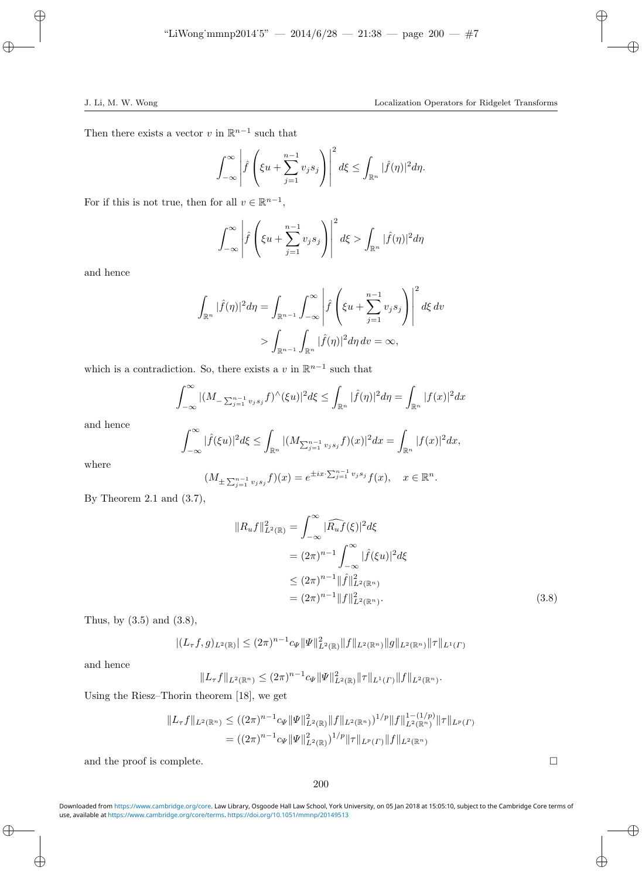Then there exists a vector $v$ in $\mathbb{R}^{n-1}$ such that

$$\int_{-\infty}^{\infty} \left| \hat{f}\left(\xi u + \sum_{j=1}^{n-1} v_j s_j\right)\right|^2 d\xi \leq \int_{\mathbb{R}^n} |\hat{f}(\eta)|^2 d\eta.$$

For if this is not true, then for all $v \in \mathbb{R}^{n-1}$,

$$\int_{-\infty}^{\infty} \left| \hat{f}\left(\xi u + \sum_{j=1}^{n-1} v_j s_j\right)\right|^2 d\xi > \int_{\mathbb{R}^n} |\hat{f}(\eta)|^2 d\eta$$

and hence

$$\begin{aligned}\int_{\mathbb{R}^n} |\hat{f}(\eta)|^2 d\eta &= \int_{\mathbb{R}^{n-1}} \int_{-\infty}^{\infty} \left| \hat{f}\left(\xi u + \sum_{j=1}^{n-1} v_j s_j\right)\right|^2 d\xi \, dv \\ &> \int_{\mathbb{R}^{n-1}} \int_{\mathbb{R}^n} |\hat{f}(\eta)|^2 d\eta \, dv = \infty,\end{aligned}$$

which is a contradiction. So, there exists a $v$ in $\mathbb{R}^{n-1}$ such that

$$\int_{-\infty}^{\infty} |(M_{-\sum_{j=1}^{n-1} v_j s_j} f)^\wedge(\xi u)|^2 d\xi \leq \int_{\mathbb{R}^n} |\hat{f}(\eta)|^2 d\eta = \int_{\mathbb{R}^n} |f(x)|^2 dx$$

and hence

$$\int_{-\infty}^{\infty} |\hat{f}(\xi u)|^2 d\xi \leq \int_{\mathbb{R}^n} |(M_{\sum_{j=1}^{n-1} v_j s_j} f)(x)|^2 dx = \int_{\mathbb{R}^n} |f(x)|^2 dx,$$

where

$$(M_{\pm \sum_{j=1}^{n-1} v_j s_j} f)(x) = e^{\pm ix \cdot \sum_{j=1}^{n-1} v_j s_j} f(x), \quad x \in \mathbb{R}^n.$$

By Theorem 2.1 and (3.7),

$$\begin{aligned}\|R_u f\|^2_{L^2(\mathbb{R})} &= \int_{-\infty}^{\infty} |\widehat{R_u f}(\xi)|^2 d\xi \\ &= (2\pi)^{n-1} \int_{-\infty}^{\infty} |\hat{f}(\xi u)|^2 d\xi \\ &\leq (2\pi)^{n-1} \|\hat{f}\|^2_{L^2(\mathbb{R}^n)} \\ &= (2\pi)^{n-1} \|f\|^2_{L^2(\mathbb{R}^n)}.\end{aligned} \tag{3.8}$$

Thus, by (3.5) and (3.8),

$$|(L_\tau f, g)_{L^2(\mathbb{R})}| \leq (2\pi)^{n-1} c_\Psi \|\Psi\|^2_{L^2(\mathbb{R})} \|f\|_{L^2(\mathbb{R}^n)} \|g\|_{L^2(\mathbb{R}^n)} \|\tau\|_{L^1(\Gamma)}$$

and hence

$$\|L_\tau f\|_{L^2(\mathbb{R}^n)} \leq (2\pi)^{n-1} c_\Psi \|\Psi\|^2_{L^2(\mathbb{R})} \|\tau\|_{L^1(\Gamma)} \|f\|_{L^2(\mathbb{R}^n)}.$$

Using the Riesz–Thorin theorem [18], we get

$$\begin{aligned}\|L_\tau f\|_{L^2(\mathbb{R}^n)} &\leq ((2\pi)^{n-1} c_\Psi \|\Psi\|^2_{L^2(\mathbb{R})} \|f\|_{L^2(\mathbb{R}^n)})^{1/p} \|f\|^{1-(1/p)}_{L^2(\mathbb{R}^n)} \|\tau\|_{L^p(\Gamma)} \\ &= ((2\pi)^{n-1} c_\Psi \|\Psi\|^2_{L^2(\mathbb{R})})^{1/p} \|\tau\|_{L^p(\Gamma)} \|f\|_{L^2(\mathbb{R}^n)}\end{aligned}$$

and the proof is complete. $\square$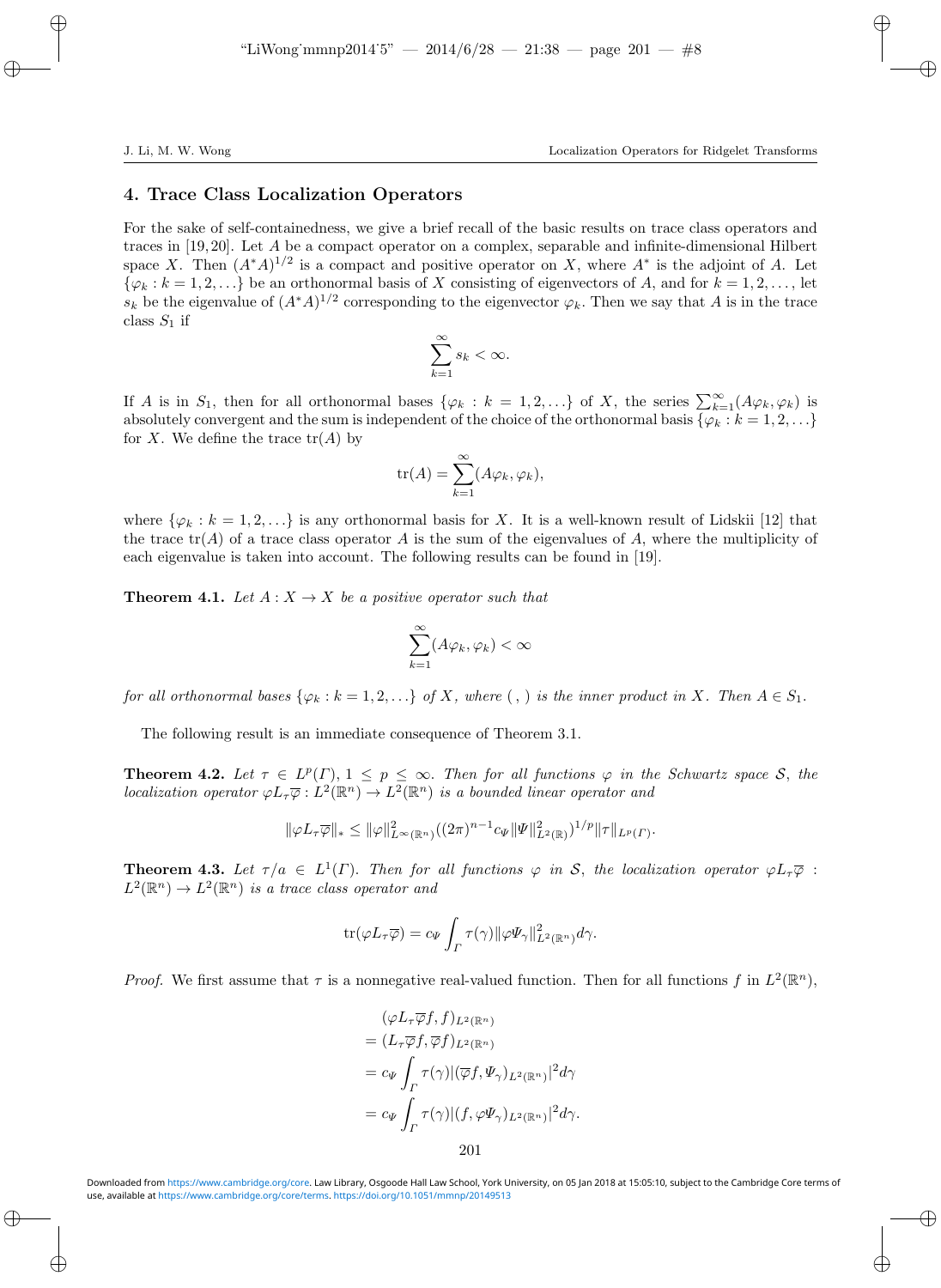## 4. Trace Class Localization Operators

For the sake of self-containedness, we give a brief recall of the basic results on trace class operators and traces in [19,20]. Let $A$ be a compact operator on a complex, separable and infinite-dimensional Hilbert space $X$. Then $(A^*A)^{1/2}$ is a compact and positive operator on $X$, where $A^*$ is the adjoint of $A$. Let $\{\varphi_k : k = 1, 2, \ldots\}$ be an orthonormal basis of $X$ consisting of eigenvectors of $A$, and for $k = 1, 2, \ldots$, let $s_k$ be the eigenvalue of $(A^*A)^{1/2}$ corresponding to the eigenvector $\varphi_k$. Then we say that $A$ is in the trace class $S_1$ if

$$\sum_{k=1}^{\infty} s_k < \infty.$$

If $A$ is in $S_1$, then for all orthonormal bases $\{\varphi_k : k = 1, 2, \ldots\}$ of $X$, the series $\sum_{k=1}^{\infty}(A\varphi_k, \varphi_k)$ is absolutely convergent and the sum is independent of the choice of the orthonormal basis $\{\varphi_k : k = 1, 2, \ldots\}$ for $X$. We define the trace $\operatorname{tr}(A)$ by

$$\operatorname{tr}(A) = \sum_{k=1}^{\infty}(A\varphi_k, \varphi_k),$$

where $\{\varphi_k : k = 1, 2, \ldots\}$ is any orthonormal basis for $X$. It is a well-known result of Lidskii [12] that the trace $\operatorname{tr}(A)$ of a trace class operator $A$ is the sum of the eigenvalues of $A$, where the multiplicity of each eigenvalue is taken into account. The following results can be found in [19].

**Theorem 4.1.** *Let $A : X \to X$ be a positive operator such that*

$$\sum_{k=1}^{\infty}(A\varphi_k, \varphi_k) < \infty$$

*for all orthonormal bases $\{\varphi_k : k = 1, 2, \ldots\}$ of $X$, where $(\,,\,)$ is the inner product in $X$. Then $A \in S_1$.*

The following result is an immediate consequence of Theorem 3.1.

**Theorem 4.2.** *Let $\tau \in L^p(\Gamma)$, $1 \le p \le \infty$. Then for all functions $\varphi$ in the Schwartz space $\mathcal{S}$, the localization operator $\varphi L_\tau \overline{\varphi} : L^2(\mathbb{R}^n) \to L^2(\mathbb{R}^n)$ is a bounded linear operator and*

$$\|\varphi L_\tau \overline{\varphi}\|_* \le \|\varphi\|^2_{L^\infty(\mathbb{R}^n)} ((2\pi)^{n-1} c_\Psi \|\Psi\|^2_{L^2(\mathbb{R})})^{1/p} \|\tau\|_{L^p(\Gamma)}.$$

**Theorem 4.3.** *Let $\tau/a \in L^1(\Gamma)$. Then for all functions $\varphi$ in $\mathcal{S}$, the localization operator $\varphi L_\tau \overline{\varphi}$ : $L^2(\mathbb{R}^n) \to L^2(\mathbb{R}^n)$ is a trace class operator and*

$$\operatorname{tr}(\varphi L_\tau \overline{\varphi}) = c_\Psi \int_\Gamma \tau(\gamma) \|\varphi \Psi_\gamma\|^2_{L^2(\mathbb{R}^n)} d\gamma.$$

*Proof.* We first assume that $\tau$ is a nonnegative real-valued function. Then for all functions $f$ in $L^2(\mathbb{R}^n)$,

$$
\begin{aligned}
&(\varphi L_\tau \overline{\varphi} f, f)_{L^2(\mathbb{R}^n)} \\
&= (L_\tau \overline{\varphi} f, \overline{\varphi} f)_{L^2(\mathbb{R}^n)} \\
&= c_\Psi \int_\Gamma \tau(\gamma) |(\overline{\varphi} f, \Psi_\gamma)_{L^2(\mathbb{R}^n)}|^2 d\gamma \\
&= c_\Psi \int_\Gamma \tau(\gamma) |(f, \varphi \Psi_\gamma)_{L^2(\mathbb{R}^n)}|^2 d\gamma.
\end{aligned}
$$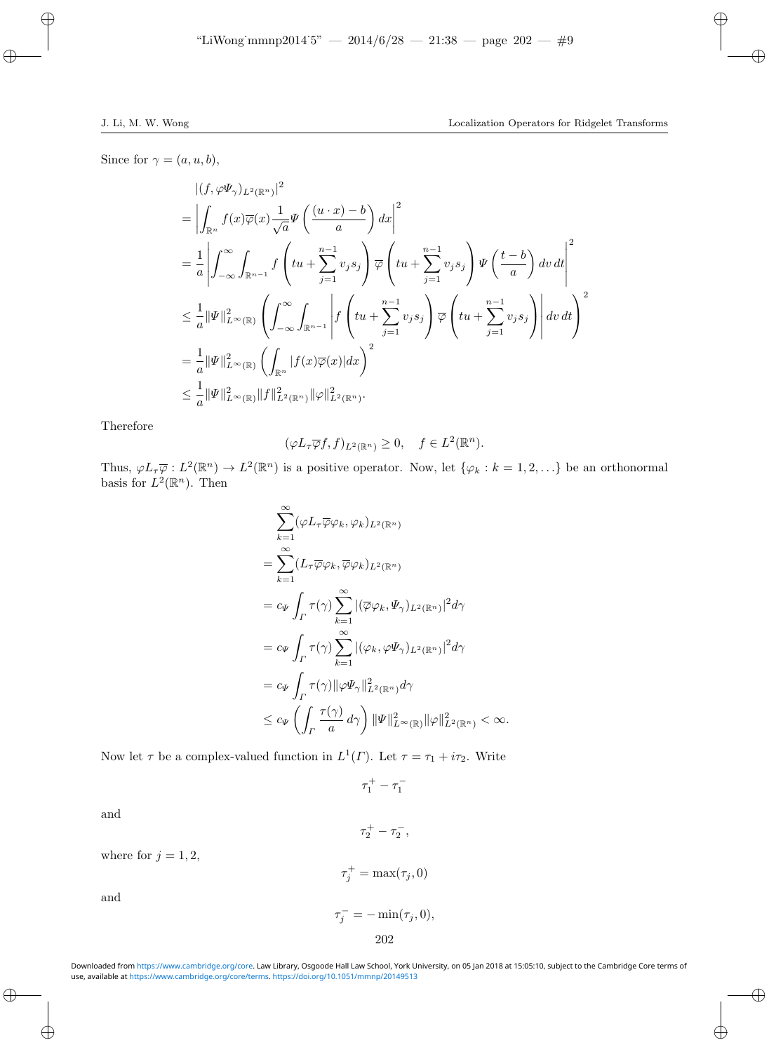Since for $\gamma = (a, u, b)$,

$$
\begin{aligned}
&|(f, \varphi \Psi_\gamma)_{L^2(\mathbb{R}^n)}|^2 \\
&= \left| \int_{\mathbb{R}^n} f(x) \overline{\varphi}(x) \frac{1}{\sqrt{a}} \Psi \left( \frac{(u \cdot x) - b}{a} \right) dx \right|^2 \\
&= \frac{1}{a} \left| \int_{-\infty}^{\infty} \int_{\mathbb{R}^{n-1}} f \left( tu + \sum_{j=1}^{n-1} v_j s_j \right) \overline{\varphi} \left( tu + \sum_{j=1}^{n-1} v_j s_j \right) \Psi \left( \frac{t-b}{a} \right) dv \, dt \right|^2 \\
&\leq \frac{1}{a} \|\Psi\|^2_{L^\infty(\mathbb{R})} \left( \int_{-\infty}^{\infty} \int_{\mathbb{R}^{n-1}} \left| f \left( tu + \sum_{j=1}^{n-1} v_j s_j \right) \overline{\varphi} \left( tu + \sum_{j=1}^{n-1} v_j s_j \right) \right| dv \, dt \right)^2 \\
&= \frac{1}{a} \|\Psi\|^2_{L^\infty(\mathbb{R})} \left( \int_{\mathbb{R}^n} |f(x) \overline{\varphi}(x)| dx \right)^2 \\
&\leq \frac{1}{a} \|\Psi\|^2_{L^\infty(\mathbb{R})} \|f\|^2_{L^2(\mathbb{R}^n)} \|\varphi\|^2_{L^2(\mathbb{R}^n)}.
\end{aligned}
$$

Therefore

$$
(\varphi L_\tau \overline{\varphi} f, f)_{L^2(\mathbb{R}^n)} \geq 0, \quad f \in L^2(\mathbb{R}^n).
$$

Thus, $\varphi L_\tau \overline{\varphi} : L^2(\mathbb{R}^n) \to L^2(\mathbb{R}^n)$ is a positive operator. Now, let $\{\varphi_k : k = 1, 2, \ldots\}$ be an orthonormal basis for $L^2(\mathbb{R}^n)$. Then

$$
\begin{aligned}
&\sum_{k=1}^{\infty} (\varphi L_\tau \overline{\varphi} \varphi_k, \varphi_k)_{L^2(\mathbb{R}^n)} \\
&= \sum_{k=1}^{\infty} (L_\tau \overline{\varphi} \varphi_k, \overline{\varphi} \varphi_k)_{L^2(\mathbb{R}^n)} \\
&= c_\Psi \int_\Gamma \tau(\gamma) \sum_{k=1}^{\infty} |(\overline{\varphi} \varphi_k, \Psi_\gamma)_{L^2(\mathbb{R}^n)}|^2 d\gamma \\
&= c_\Psi \int_\Gamma \tau(\gamma) \sum_{k=1}^{\infty} |(\varphi_k, \varphi \Psi_\gamma)_{L^2(\mathbb{R}^n)}|^2 d\gamma \\
&= c_\Psi \int_\Gamma \tau(\gamma) \|\varphi \Psi_\gamma\|^2_{L^2(\mathbb{R}^n)} d\gamma \\
&\leq c_\Psi \left( \int_\Gamma \frac{\tau(\gamma)}{a} \, d\gamma \right) \|\Psi\|^2_{L^\infty(\mathbb{R})} \|\varphi\|^2_{L^2(\mathbb{R}^n)} < \infty.
\end{aligned}
$$

Now let $\tau$ be a complex-valued function in $L^1(\Gamma)$. Let $\tau = \tau_1 + i\tau_2$. Write

$$
\tau_1^+ - \tau_1^-
$$

and

$$
\tau_2^+ - \tau_2^-,
$$

where for $j = 1, 2$,

$$
\tau_j^+ = \max(\tau_j, 0)
$$

and

$$
\tau_j^- = -\min(\tau_j, 0),
$$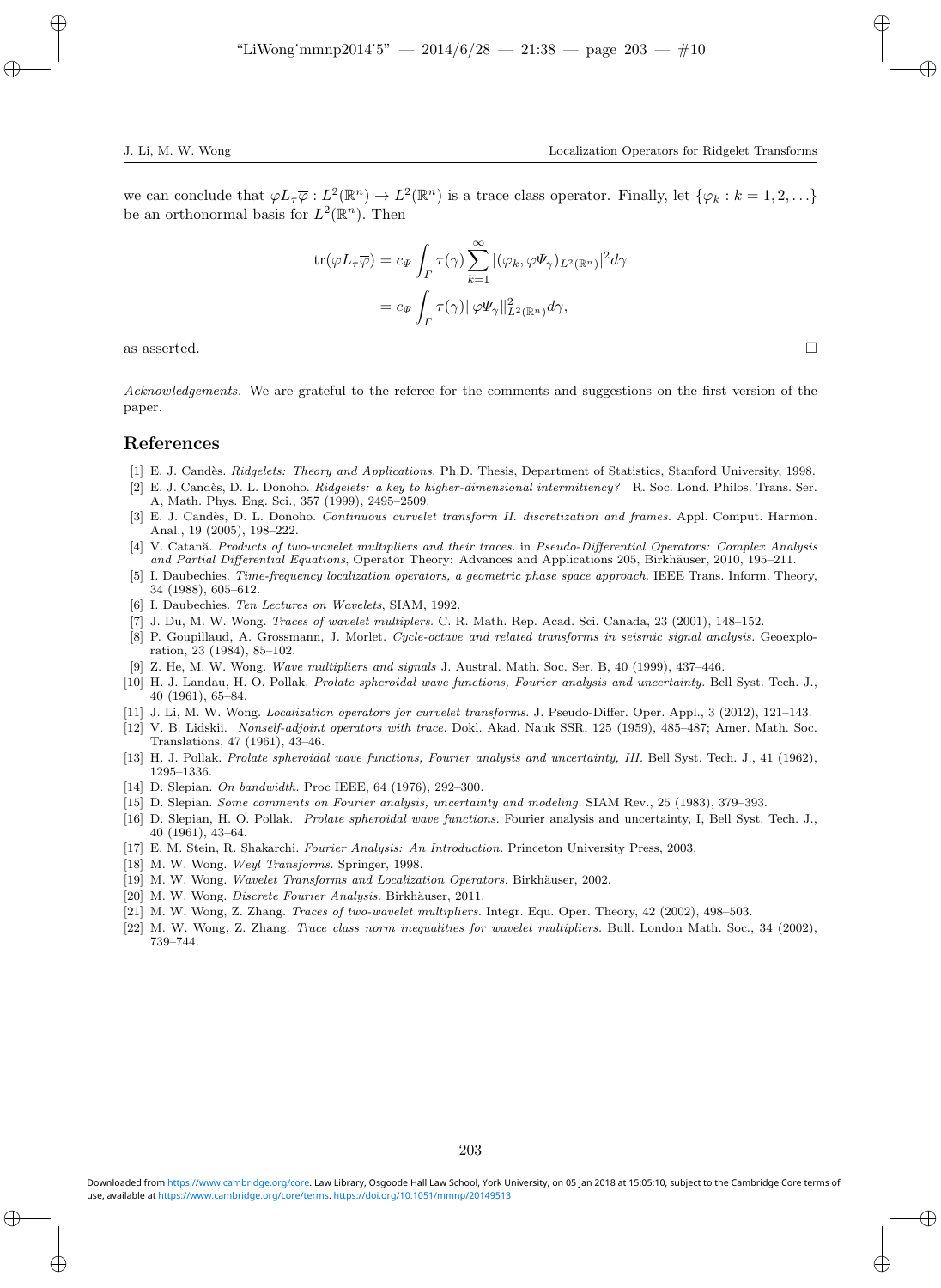we can conclude that $\varphi L_\tau \overline{\varphi} : L^2(\mathbb{R}^n) \to L^2(\mathbb{R}^n)$ is a trace class operator. Finally, let $\{\varphi_k : k = 1, 2, \ldots\}$ be an orthonormal basis for $L^2(\mathbb{R}^n)$. Then

$$
\begin{aligned}
\operatorname{tr}(\varphi L_\tau \overline{\varphi}) &= c_\Psi \int_\Gamma \tau(\gamma) \sum_{k=1}^{\infty} |(\varphi_k, \varphi \Psi_\gamma)_{L^2(\mathbb{R}^n)}|^2 d\gamma \\
&= c_\Psi \int_\Gamma \tau(\gamma) \|\varphi \Psi_\gamma\|^2_{L^2(\mathbb{R}^n)} d\gamma,
\end{aligned}
$$

as asserted. □

*Acknowledgements.* We are grateful to the referee for the comments and suggestions on the first version of the paper.

## References

[1] E. J. Candès. *Ridgelets: Theory and Applications.* Ph.D. Thesis, Department of Statistics, Stanford University, 1998.

[2] E. J. Candès, D. L. Donoho. *Ridgelets: a key to higher-dimensional intermittency?* R. Soc. Lond. Philos. Trans. Ser. A, Math. Phys. Eng. Sci., 357 (1999), 2495–2509.

[3] E. J. Candès, D. L. Donoho. *Continuous curvelet transform II. discretization and frames.* Appl. Comput. Harmon. Anal., 19 (2005), 198–222.

[4] V. Catană. *Products of two-wavelet multipliers and their traces.* in *Pseudo-Differential Operators: Complex Analysis and Partial Differential Equations*, Operator Theory: Advances and Applications 205, Birkhäuser, 2010, 195–211.

[5] I. Daubechies. *Time-frequency localization operators, a geometric phase space approach.* IEEE Trans. Inform. Theory, 34 (1988), 605–612.

[6] I. Daubechies. *Ten Lectures on Wavelets*, SIAM, 1992.

[7] J. Du, M. W. Wong. *Traces of wavelet multipliers.* C. R. Math. Rep. Acad. Sci. Canada, 23 (2001), 148–152.

[8] P. Goupillaud, A. Grossmann, J. Morlet. *Cycle-octave and related transforms in seismic signal analysis.* Geoexploration, 23 (1984), 85–102.

[9] Z. He, M. W. Wong. *Wave multipliers and signals* J. Austral. Math. Soc. Ser. B, 40 (1999), 437–446.

[10] H. J. Landau, H. O. Pollak. *Prolate spheroidal wave functions, Fourier analysis and uncertainty.* Bell Syst. Tech. J., 40 (1961), 65–84.

[11] J. Li, M. W. Wong. *Localization operators for curvelet transforms.* J. Pseudo-Differ. Oper. Appl., 3 (2012), 121–143.

[12] V. B. Lidskii. *Nonself-adjoint operators with trace.* Dokl. Akad. Nauk SSR, 125 (1959), 485–487; Amer. Math. Soc. Translations, 47 (1961), 43–46.

[13] H. J. Pollak. *Prolate spheroidal wave functions, Fourier analysis and uncertainty, III.* Bell Syst. Tech. J., 41 (1962), 1295–1336.

[14] D. Slepian. *On bandwidth.* Proc IEEE, 64 (1976), 292–300.

[15] D. Slepian. *Some comments on Fourier analysis, uncertainty and modeling.* SIAM Rev., 25 (1983), 379–393.

[16] D. Slepian, H. O. Pollak. *Prolate spheroidal wave functions.* Fourier analysis and uncertainty, I, Bell Syst. Tech. J., 40 (1961), 43–64.

[17] E. M. Stein, R. Shakarchi. *Fourier Analysis: An Introduction.* Princeton University Press, 2003.

[18] M. W. Wong. *Weyl Transforms.* Springer, 1998.

[19] M. W. Wong. *Wavelet Transforms and Localization Operators.* Birkhäuser, 2002.

[20] M. W. Wong. *Discrete Fourier Analysis.* Birkhäuser, 2011.

[21] M. W. Wong, Z. Zhang. *Traces of two-wavelet multipliers.* Integr. Equ. Oper. Theory, 42 (2002), 498–503.

[22] M. W. Wong, Z. Zhang. *Trace class norm inequalities for wavelet multipliers.* Bull. London Math. Soc., 34 (2002), 739–744.